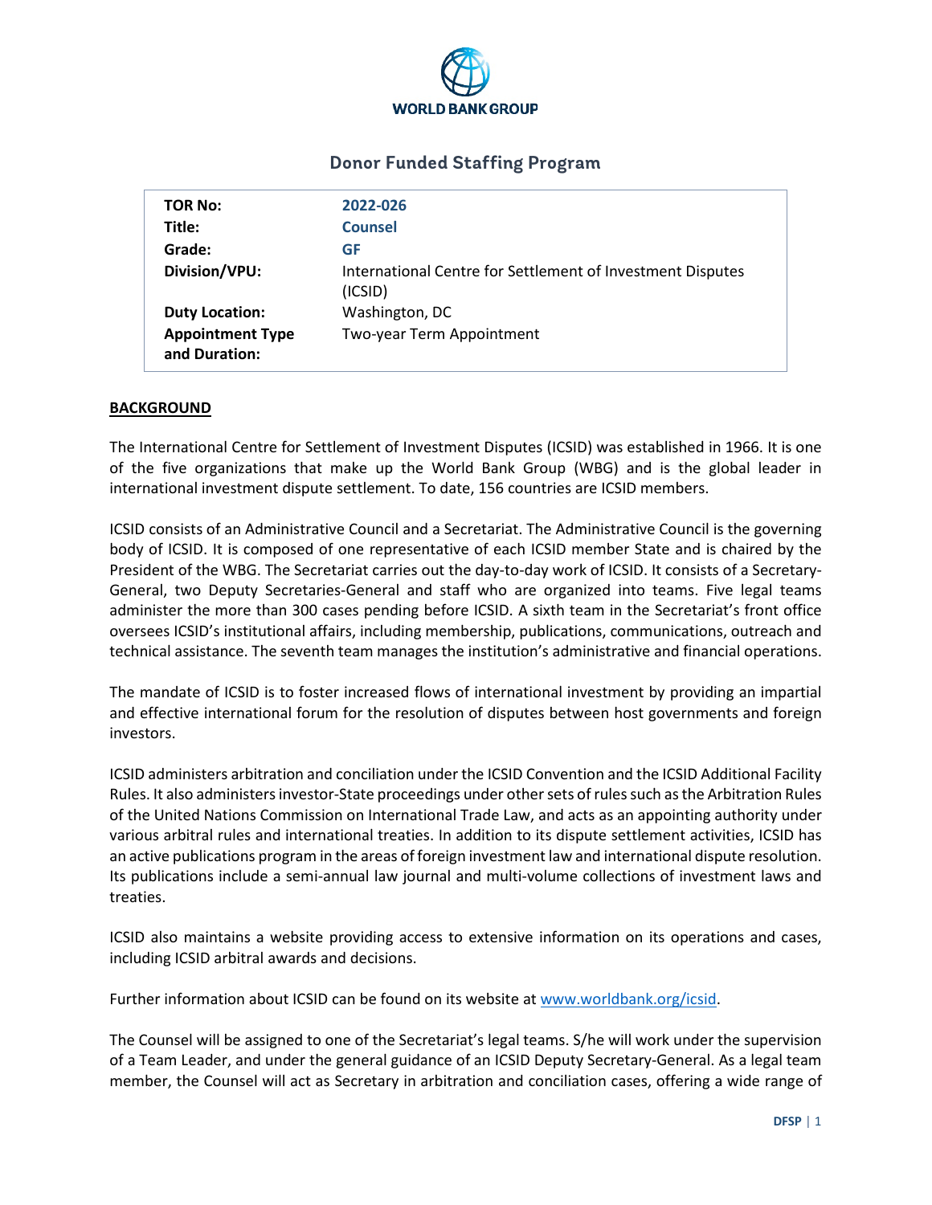WORLD BANK GROUP

## Donor Funded Staffing Program

| | |
|---|---|
| **TOR No:** | **2022-026** |
| **Title:** | **Counsel** |
| **Grade:** | **GF** |
| **Division/VPU:** | International Centre for Settlement of Investment Disputes (ICSID) |
| **Duty Location:** | Washington, DC |
| **Appointment Type and Duration:** | Two-year Term Appointment |

**BACKGROUND**

The International Centre for Settlement of Investment Disputes (ICSID) was established in 1966. It is one of the five organizations that make up the World Bank Group (WBG) and is the global leader in international investment dispute settlement. To date, 156 countries are ICSID members.

ICSID consists of an Administrative Council and a Secretariat. The Administrative Council is the governing body of ICSID. It is composed of one representative of each ICSID member State and is chaired by the President of the WBG. The Secretariat carries out the day-to-day work of ICSID. It consists of a Secretary-General, two Deputy Secretaries-General and staff who are organized into teams. Five legal teams administer the more than 300 cases pending before ICSID. A sixth team in the Secretariat's front office oversees ICSID's institutional affairs, including membership, publications, communications, outreach and technical assistance. The seventh team manages the institution's administrative and financial operations.

The mandate of ICSID is to foster increased flows of international investment by providing an impartial and effective international forum for the resolution of disputes between host governments and foreign investors.

ICSID administers arbitration and conciliation under the ICSID Convention and the ICSID Additional Facility Rules. It also administers investor-State proceedings under other sets of rules such as the Arbitration Rules of the United Nations Commission on International Trade Law, and acts as an appointing authority under various arbitral rules and international treaties. In addition to its dispute settlement activities, ICSID has an active publications program in the areas of foreign investment law and international dispute resolution. Its publications include a semi-annual law journal and multi-volume collections of investment laws and treaties.

ICSID also maintains a website providing access to extensive information on its operations and cases, including ICSID arbitral awards and decisions.

Further information about ICSID can be found on its website at www.worldbank.org/icsid.

The Counsel will be assigned to one of the Secretariat's legal teams. S/he will work under the supervision of a Team Leader, and under the general guidance of an ICSID Deputy Secretary-General. As a legal team member, the Counsel will act as Secretary in arbitration and conciliation cases, offering a wide range of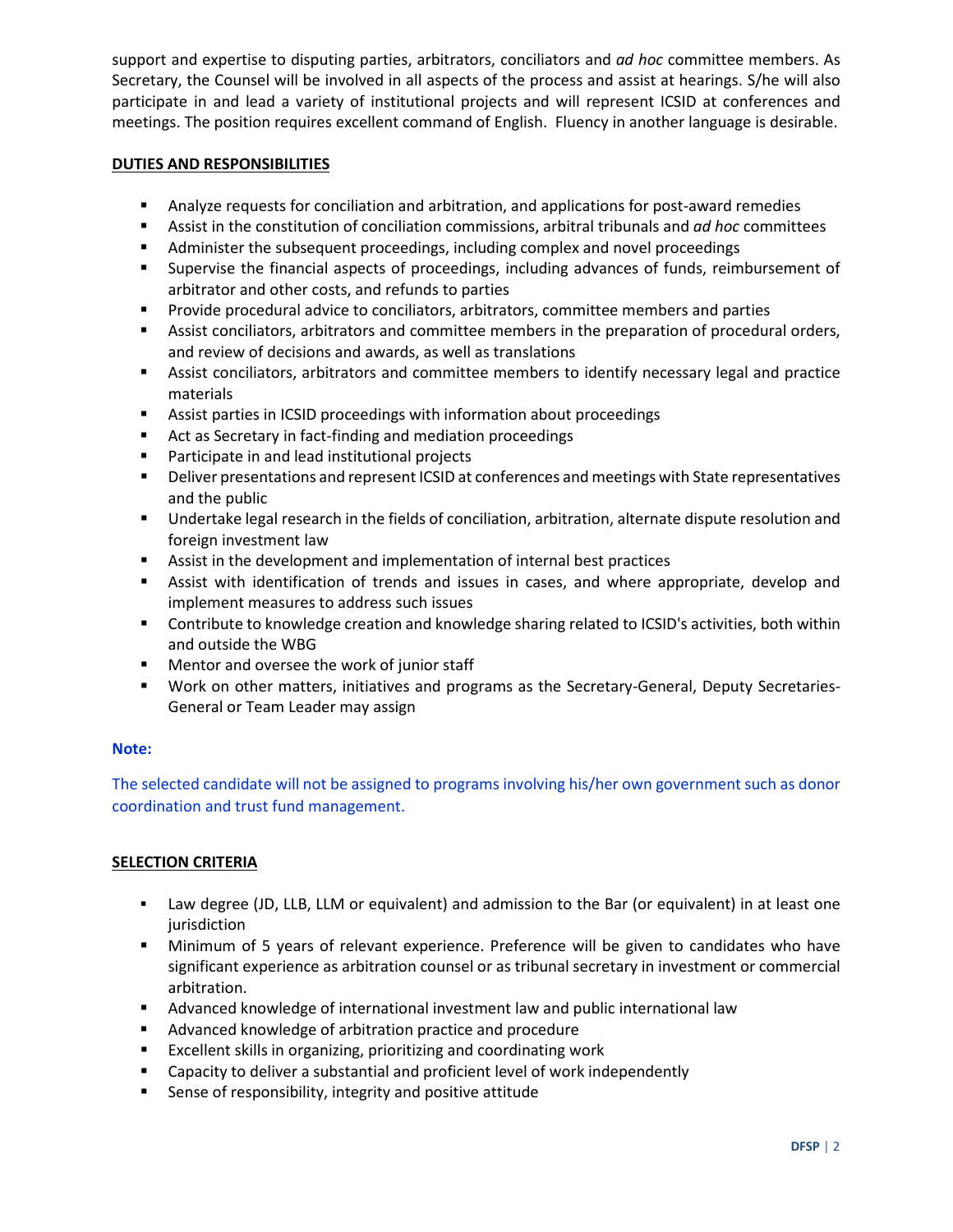support and expertise to disputing parties, arbitrators, conciliators and *ad hoc* committee members. As Secretary, the Counsel will be involved in all aspects of the process and assist at hearings. S/he will also participate in and lead a variety of institutional projects and will represent ICSID at conferences and meetings. The position requires excellent command of English. Fluency in another language is desirable.

**DUTIES AND RESPONSIBILITIES**

- Analyze requests for conciliation and arbitration, and applications for post-award remedies
- Assist in the constitution of conciliation commissions, arbitral tribunals and *ad hoc* committees
- Administer the subsequent proceedings, including complex and novel proceedings
- Supervise the financial aspects of proceedings, including advances of funds, reimbursement of arbitrator and other costs, and refunds to parties
- Provide procedural advice to conciliators, arbitrators, committee members and parties
- Assist conciliators, arbitrators and committee members in the preparation of procedural orders, and review of decisions and awards, as well as translations
- Assist conciliators, arbitrators and committee members to identify necessary legal and practice materials
- Assist parties in ICSID proceedings with information about proceedings
- Act as Secretary in fact-finding and mediation proceedings
- Participate in and lead institutional projects
- Deliver presentations and represent ICSID at conferences and meetings with State representatives and the public
- Undertake legal research in the fields of conciliation, arbitration, alternate dispute resolution and foreign investment law
- Assist in the development and implementation of internal best practices
- Assist with identification of trends and issues in cases, and where appropriate, develop and implement measures to address such issues
- Contribute to knowledge creation and knowledge sharing related to ICSID's activities, both within and outside the WBG
- Mentor and oversee the work of junior staff
- Work on other matters, initiatives and programs as the Secretary-General, Deputy Secretaries-General or Team Leader may assign

**Note:**

The selected candidate will not be assigned to programs involving his/her own government such as donor coordination and trust fund management.

**SELECTION CRITERIA**

- Law degree (JD, LLB, LLM or equivalent) and admission to the Bar (or equivalent) in at least one jurisdiction
- Minimum of 5 years of relevant experience. Preference will be given to candidates who have significant experience as arbitration counsel or as tribunal secretary in investment or commercial arbitration.
- Advanced knowledge of international investment law and public international law
- Advanced knowledge of arbitration practice and procedure
- Excellent skills in organizing, prioritizing and coordinating work
- Capacity to deliver a substantial and proficient level of work independently
- Sense of responsibility, integrity and positive attitude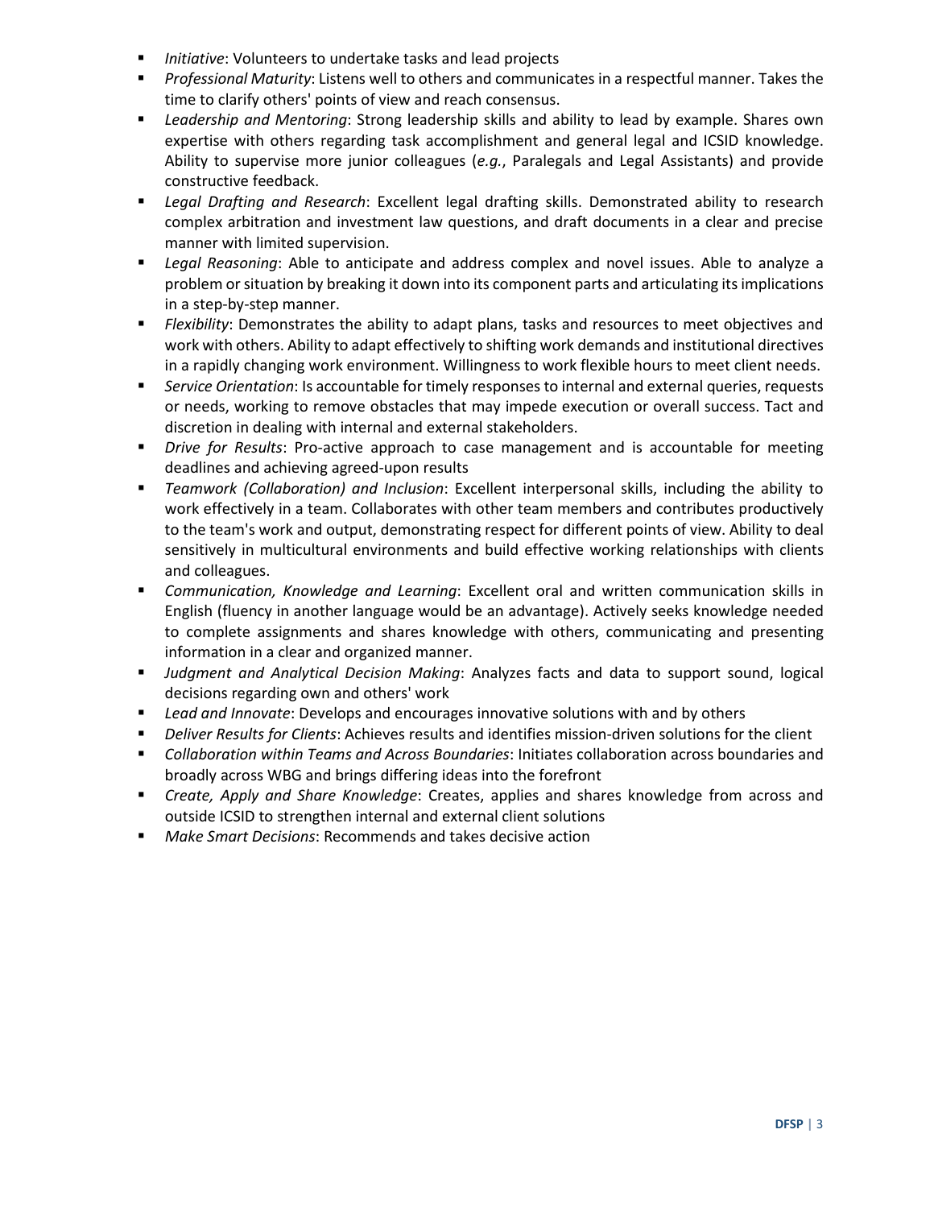- *Initiative*: Volunteers to undertake tasks and lead projects
- *Professional Maturity*: Listens well to others and communicates in a respectful manner. Takes the time to clarify others' points of view and reach consensus.
- *Leadership and Mentoring*: Strong leadership skills and ability to lead by example. Shares own expertise with others regarding task accomplishment and general legal and ICSID knowledge. Ability to supervise more junior colleagues (*e.g.*, Paralegals and Legal Assistants) and provide constructive feedback.
- *Legal Drafting and Research*: Excellent legal drafting skills. Demonstrated ability to research complex arbitration and investment law questions, and draft documents in a clear and precise manner with limited supervision.
- *Legal Reasoning*: Able to anticipate and address complex and novel issues. Able to analyze a problem or situation by breaking it down into its component parts and articulating its implications in a step-by-step manner.
- *Flexibility*: Demonstrates the ability to adapt plans, tasks and resources to meet objectives and work with others. Ability to adapt effectively to shifting work demands and institutional directives in a rapidly changing work environment. Willingness to work flexible hours to meet client needs.
- *Service Orientation*: Is accountable for timely responses to internal and external queries, requests or needs, working to remove obstacles that may impede execution or overall success. Tact and discretion in dealing with internal and external stakeholders.
- *Drive for Results*: Pro-active approach to case management and is accountable for meeting deadlines and achieving agreed-upon results
- *Teamwork (Collaboration) and Inclusion*: Excellent interpersonal skills, including the ability to work effectively in a team. Collaborates with other team members and contributes productively to the team's work and output, demonstrating respect for different points of view. Ability to deal sensitively in multicultural environments and build effective working relationships with clients and colleagues.
- *Communication, Knowledge and Learning*: Excellent oral and written communication skills in English (fluency in another language would be an advantage). Actively seeks knowledge needed to complete assignments and shares knowledge with others, communicating and presenting information in a clear and organized manner.
- *Judgment and Analytical Decision Making*: Analyzes facts and data to support sound, logical decisions regarding own and others' work
- *Lead and Innovate*: Develops and encourages innovative solutions with and by others
- *Deliver Results for Clients*: Achieves results and identifies mission-driven solutions for the client
- *Collaboration within Teams and Across Boundaries*: Initiates collaboration across boundaries and broadly across WBG and brings differing ideas into the forefront
- *Create, Apply and Share Knowledge*: Creates, applies and shares knowledge from across and outside ICSID to strengthen internal and external client solutions
- *Make Smart Decisions*: Recommends and takes decisive action